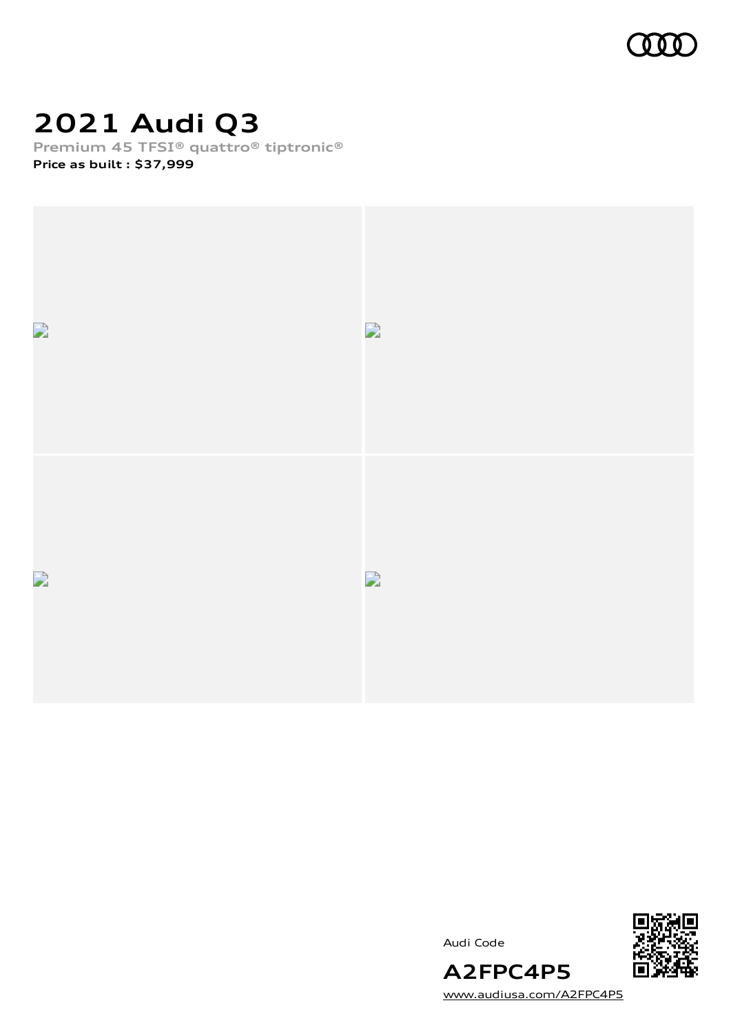# 2021 Audi Q3

**Premium 45 TFSI® quattro® tiptronic®**

**Price as built : $37,999**

Audi Code

**A2FPC4P5**

www.audiusa.com/A2FPC4P5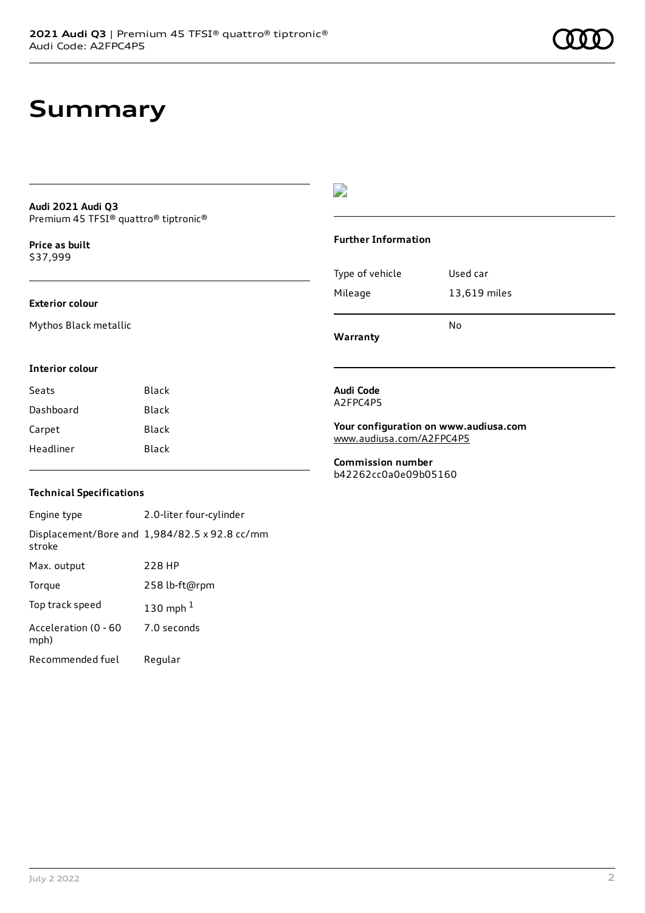# Summary

**Audi 2021 Audi Q3**
Premium 45 TFSI® quattro® tiptronic®

**Price as built**
$37,999

### Exterior colour

Mythos Black metallic

### Interior colour

| | |
|---|---|
| Seats | Black |
| Dashboard | Black |
| Carpet | Black |
| Headliner | Black |

### Technical Specifications

| | |
|---|---|
| Engine type | 2.0-liter four-cylinder |
| Displacement/Bore and stroke | 1,984/82.5 x 92.8 cc/mm |
| Max. output | 228 HP |
| Torque | 258 lb-ft@rpm |
| Top track speed | 130 mph [1] |
| Acceleration (0 - 60 mph) | 7.0 seconds |
| Recommended fuel | Regular |

### Further Information

| | |
|---|---|
| Type of vehicle | Used car |
| Mileage | 13,619 miles |
| Warranty | No |

**Audi Code**
A2FPC4P5

**Your configuration on www.audiusa.com**
www.audiusa.com/A2FPC4P5

**Commission number**
b42262cc0a0e09b05160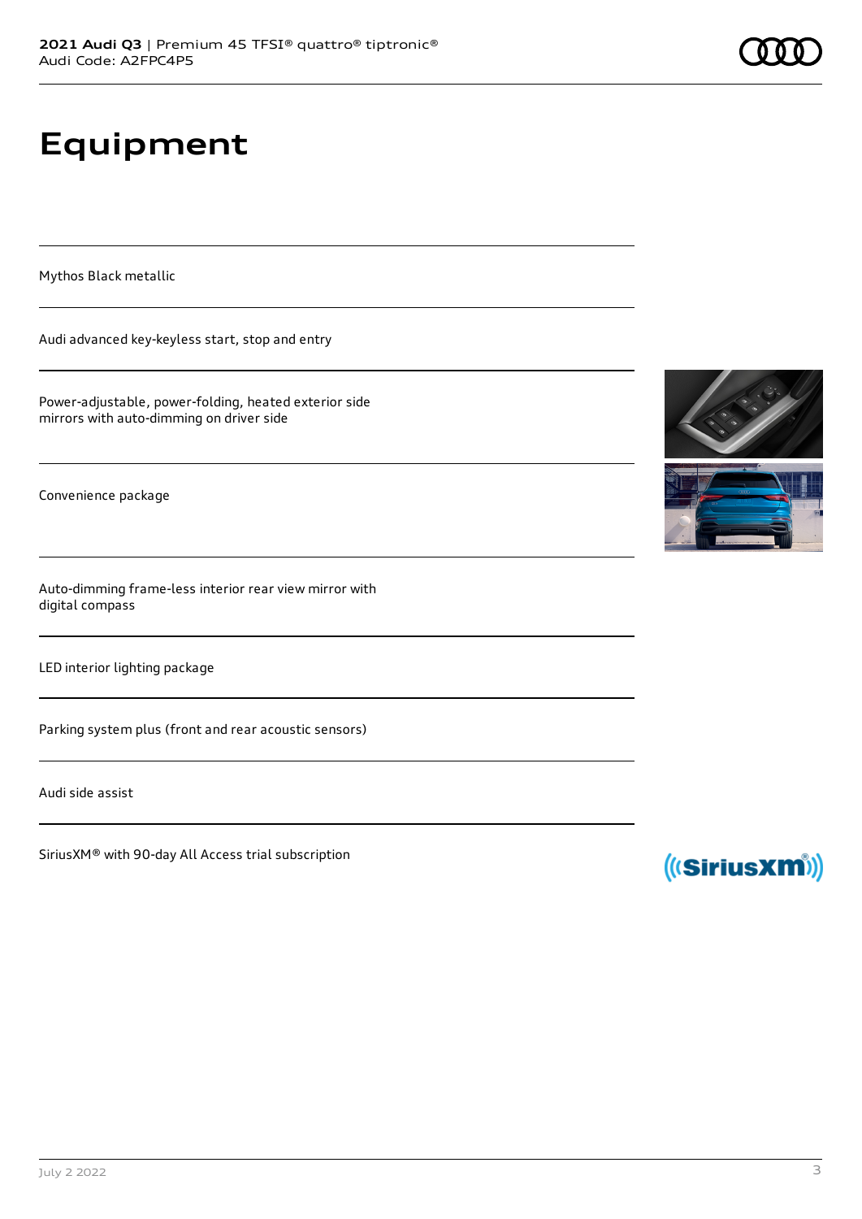# Equipment

Mythos Black metallic

Audi advanced key-keyless start, stop and entry

Power-adjustable, power-folding, heated exterior side mirrors with auto-dimming on driver side

Convenience package

Auto-dimming frame-less interior rear view mirror with digital compass

LED interior lighting package

Parking system plus (front and rear acoustic sensors)

Audi side assist

SiriusXM® with 90-day All Access trial subscription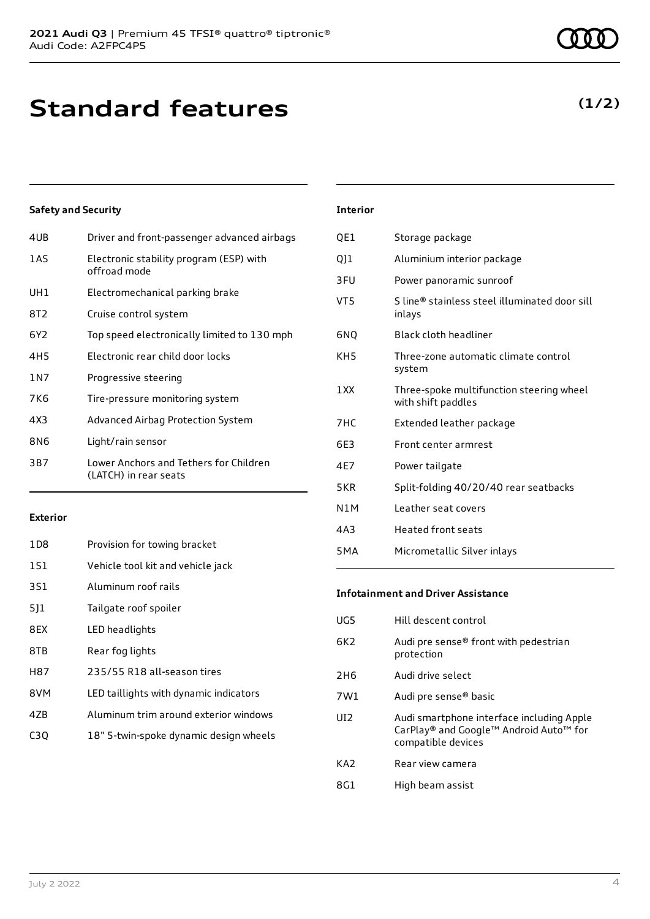# Standard features

**(1/2)**

### Safety and Security

| | |
|---|---|
| 4UB | Driver and front-passenger advanced airbags |
| 1AS | Electronic stability program (ESP) with offroad mode |
| UH1 | Electromechanical parking brake |
| 8T2 | Cruise control system |
| 6Y2 | Top speed electronically limited to 130 mph |
| 4H5 | Electronic rear child door locks |
| 1N7 | Progressive steering |
| 7K6 | Tire-pressure monitoring system |
| 4X3 | Advanced Airbag Protection System |
| 8N6 | Light/rain sensor |
| 3B7 | Lower Anchors and Tethers for Children (LATCH) in rear seats |

### Exterior

| | |
|---|---|
| 1D8 | Provision for towing bracket |
| 1S1 | Vehicle tool kit and vehicle jack |
| 3S1 | Aluminum roof rails |
| 5J1 | Tailgate roof spoiler |
| 8EX | LED headlights |
| 8TB | Rear fog lights |
| H87 | 235/55 R18 all-season tires |
| 8VM | LED taillights with dynamic indicators |
| 4ZB | Aluminum trim around exterior windows |
| C3Q | 18" 5-twin-spoke dynamic design wheels |

### Interior

| | |
|---|---|
| QE1 | Storage package |
| QJ1 | Aluminium interior package |
| 3FU | Power panoramic sunroof |
| VT5 | S line® stainless steel illuminated door sill inlays |
| 6NQ | Black cloth headliner |
| KH5 | Three-zone automatic climate control system |
| 1XX | Three-spoke multifunction steering wheel with shift paddles |
| 7HC | Extended leather package |
| 6E3 | Front center armrest |
| 4E7 | Power tailgate |
| 5KR | Split-folding 40/20/40 rear seatbacks |
| N1M | Leather seat covers |
| 4A3 | Heated front seats |
| 5MA | Micrometallic Silver inlays |

### Infotainment and Driver Assistance

| | |
|---|---|
| UG5 | Hill descent control |
| 6K2 | Audi pre sense® front with pedestrian protection |
| 2H6 | Audi drive select |
| 7W1 | Audi pre sense® basic |
| UI2 | Audi smartphone interface including Apple CarPlay® and Google™ Android Auto™ for compatible devices |
| KA2 | Rear view camera |
| 8G1 | High beam assist |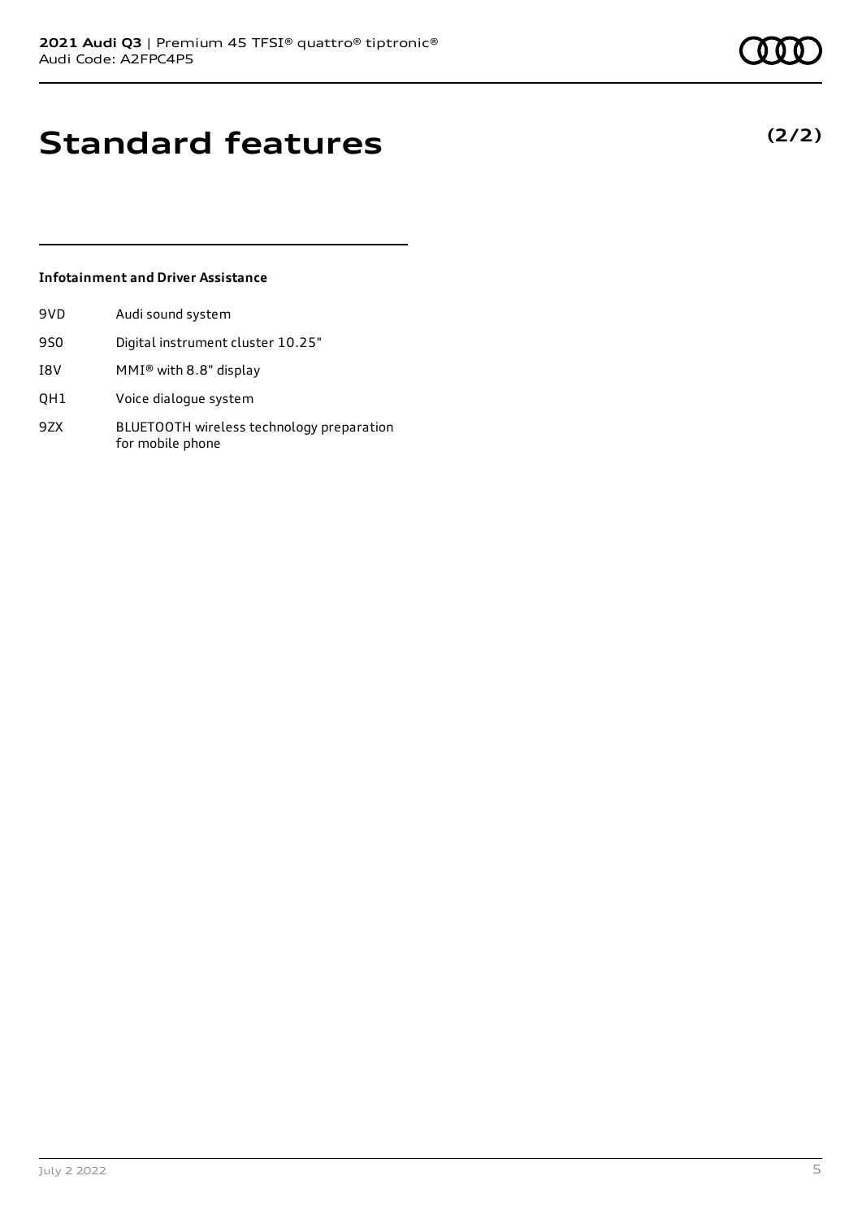# Standard features

**(2/2)**

### Infotainment and Driver Assistance

| | |
|---|---|
| 9VD | Audi sound system |
| 9S0 | Digital instrument cluster 10.25" |
| I8V | MMI® with 8.8" display |
| QH1 | Voice dialogue system |
| 9ZX | BLUETOOTH wireless technology preparation for mobile phone |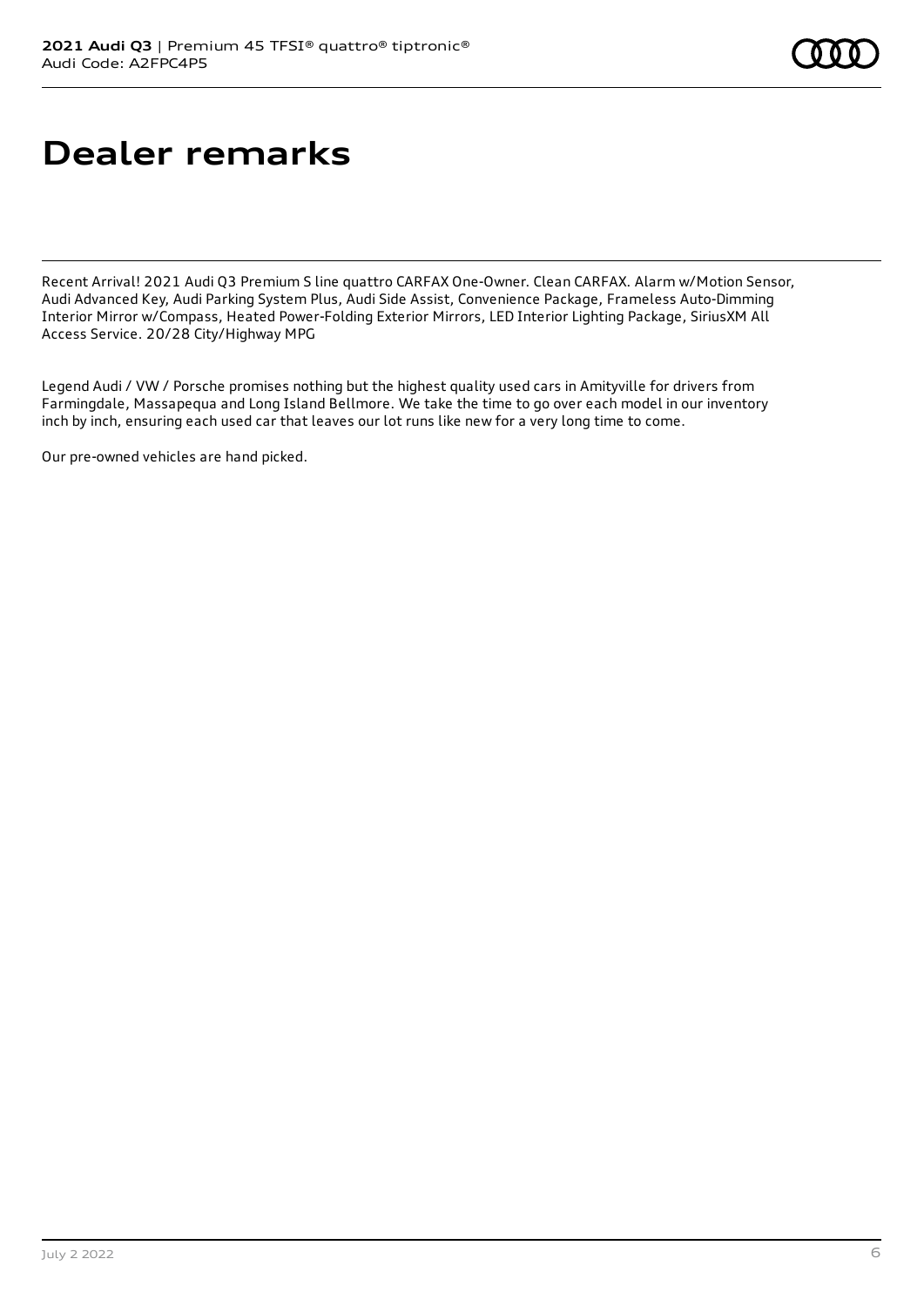# Dealer remarks

Recent Arrival! 2021 Audi Q3 Premium S line quattro CARFAX One-Owner. Clean CARFAX. Alarm w/Motion Sensor, Audi Advanced Key, Audi Parking System Plus, Audi Side Assist, Convenience Package, Frameless Auto-Dimming Interior Mirror w/Compass, Heated Power-Folding Exterior Mirrors, LED Interior Lighting Package, SiriusXM All Access Service. 20/28 City/Highway MPG

Legend Audi / VW / Porsche promises nothing but the highest quality used cars in Amityville for drivers from Farmingdale, Massapequa and Long Island Bellmore. We take the time to go over each model in our inventory inch by inch, ensuring each used car that leaves our lot runs like new for a very long time to come.

Our pre-owned vehicles are hand picked.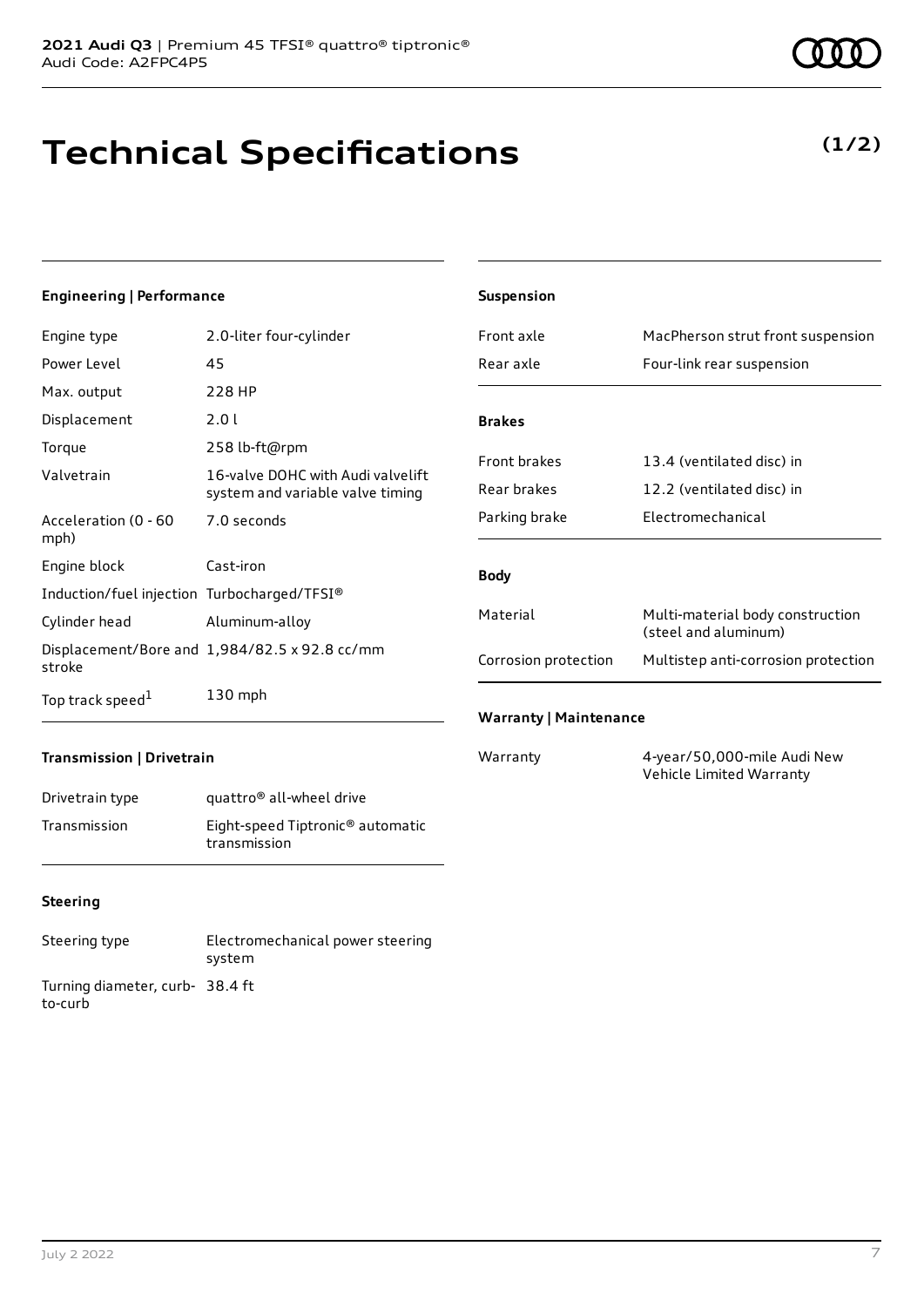# Technical Specifications

**(1/2)**

### Engineering | Performance

| | |
|---|---|
| Engine type | 2.0-liter four-cylinder |
| Power Level | 45 |
| Max. output | 228 HP |
| Displacement | 2.0 l |
| Torque | 258 lb-ft@rpm |
| Valvetrain | 16-valve DOHC with Audi valvelift system and variable valve timing |
| Acceleration (0 - 60 mph) | 7.0 seconds |
| Engine block | Cast-iron |
| Induction/fuel injection | Turbocharged/TFSI® |
| Cylinder head | Aluminum-alloy |
| Displacement/Bore and stroke | 1,984/82.5 x 92.8 cc/mm |
| Top track speed[1] | 130 mph |

### Transmission | Drivetrain

| | |
|---|---|
| Drivetrain type | quattro® all-wheel drive |
| Transmission | Eight-speed Tiptronic® automatic transmission |

### Steering

| | |
|---|---|
| Steering type | Electromechanical power steering system |
| Turning diameter, curb-to-curb | 38.4 ft |

### Suspension

| | |
|---|---|
| Front axle | MacPherson strut front suspension |
| Rear axle | Four-link rear suspension |

### Brakes

| | |
|---|---|
| Front brakes | 13.4 (ventilated disc) in |
| Rear brakes | 12.2 (ventilated disc) in |
| Parking brake | Electromechanical |

### Body

| | |
|---|---|
| Material | Multi-material body construction (steel and aluminum) |
| Corrosion protection | Multistep anti-corrosion protection |

### Warranty | Maintenance

| | |
|---|---|
| Warranty | 4-year/50,000-mile Audi New Vehicle Limited Warranty |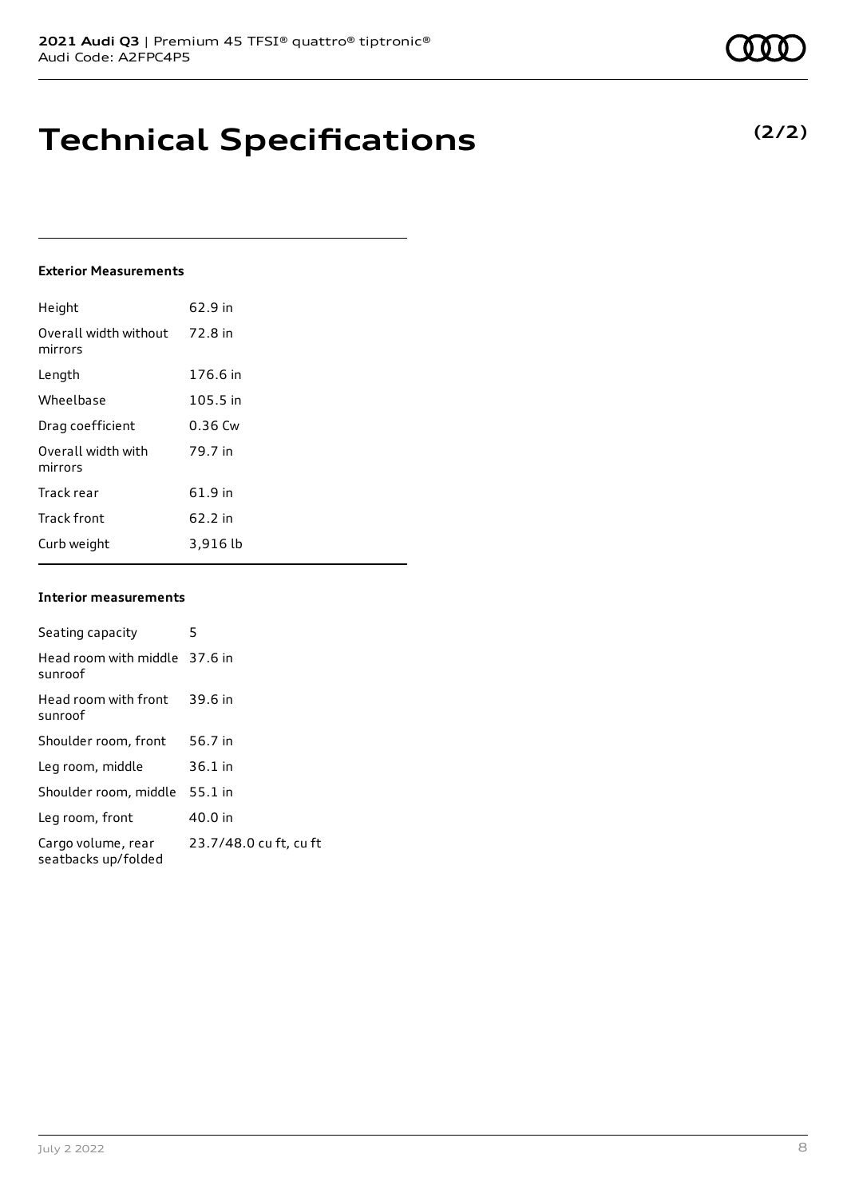# Technical Specifications

**(2/2)**

#### Exterior Measurements

| | |
|---|---|
| Height | 62.9 in |
| Overall width without mirrors | 72.8 in |
| Length | 176.6 in |
| Wheelbase | 105.5 in |
| Drag coefficient | 0.36 Cw |
| Overall width with mirrors | 79.7 in |
| Track rear | 61.9 in |
| Track front | 62.2 in |
| Curb weight | 3,916 lb |

#### Interior measurements

| | |
|---|---|
| Seating capacity | 5 |
| Head room with middle sunroof | 37.6 in |
| Head room with front sunroof | 39.6 in |
| Shoulder room, front | 56.7 in |
| Leg room, middle | 36.1 in |
| Shoulder room, middle | 55.1 in |
| Leg room, front | 40.0 in |
| Cargo volume, rear seatbacks up/folded | 23.7/48.0 cu ft, cu ft |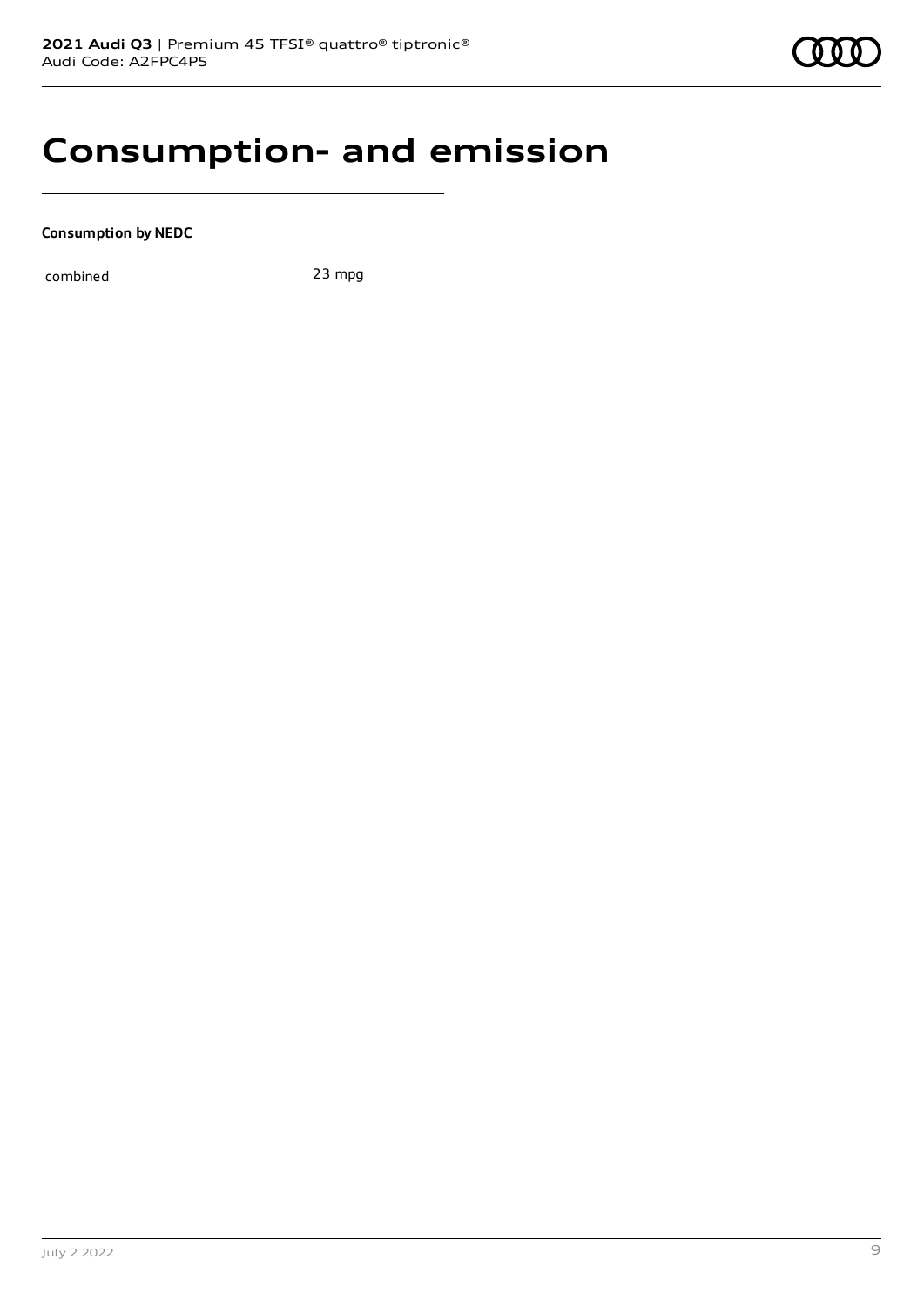# Consumption- and emission

**Consumption by NEDC**

| combined | 23 mpg |
| --- | --- |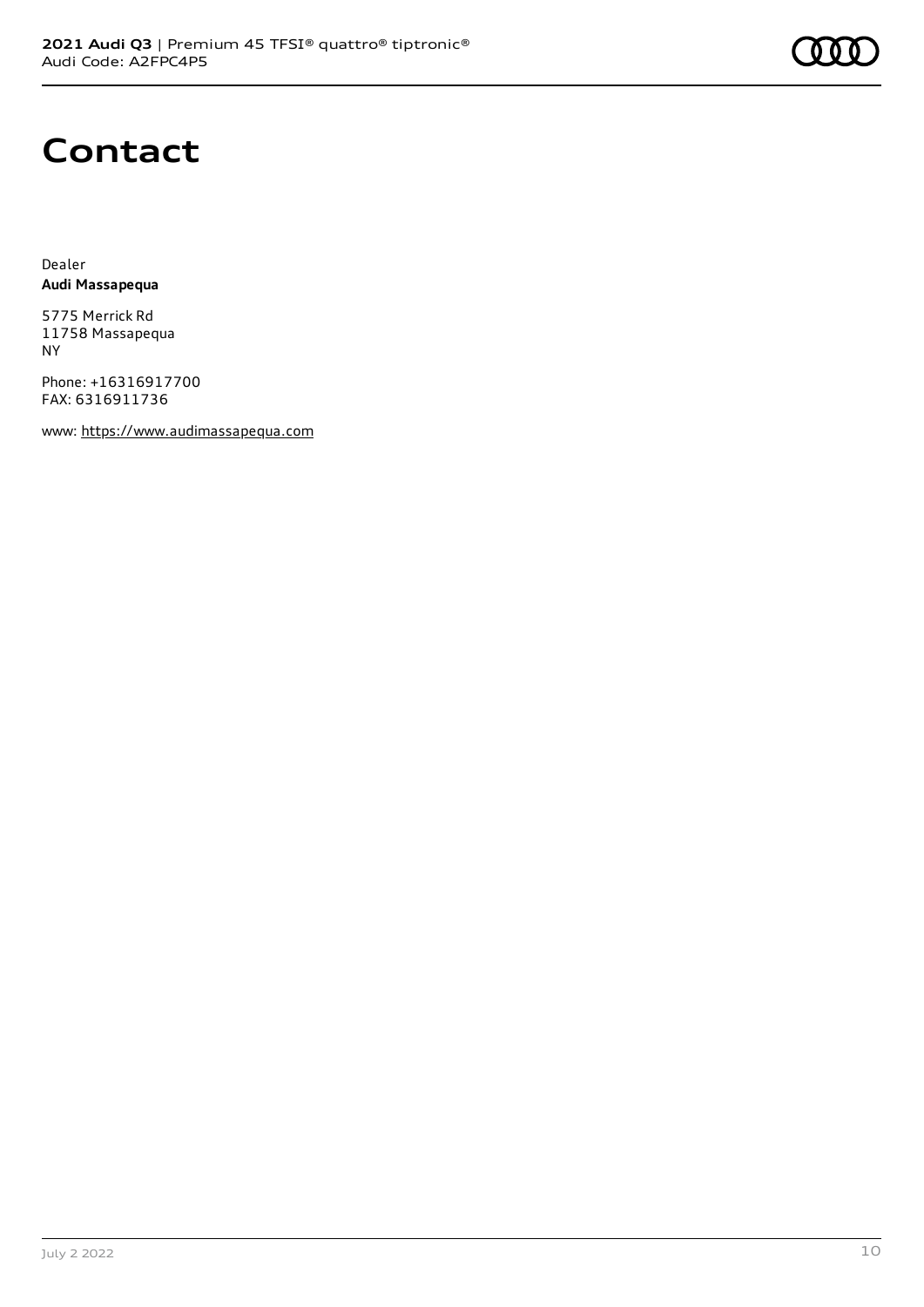# Contact

Dealer
**Audi Massapequa**

5775 Merrick Rd
11758 Massapequa
NY

Phone: +16316917700
FAX: 6316911736

www: https://www.audimassapequa.com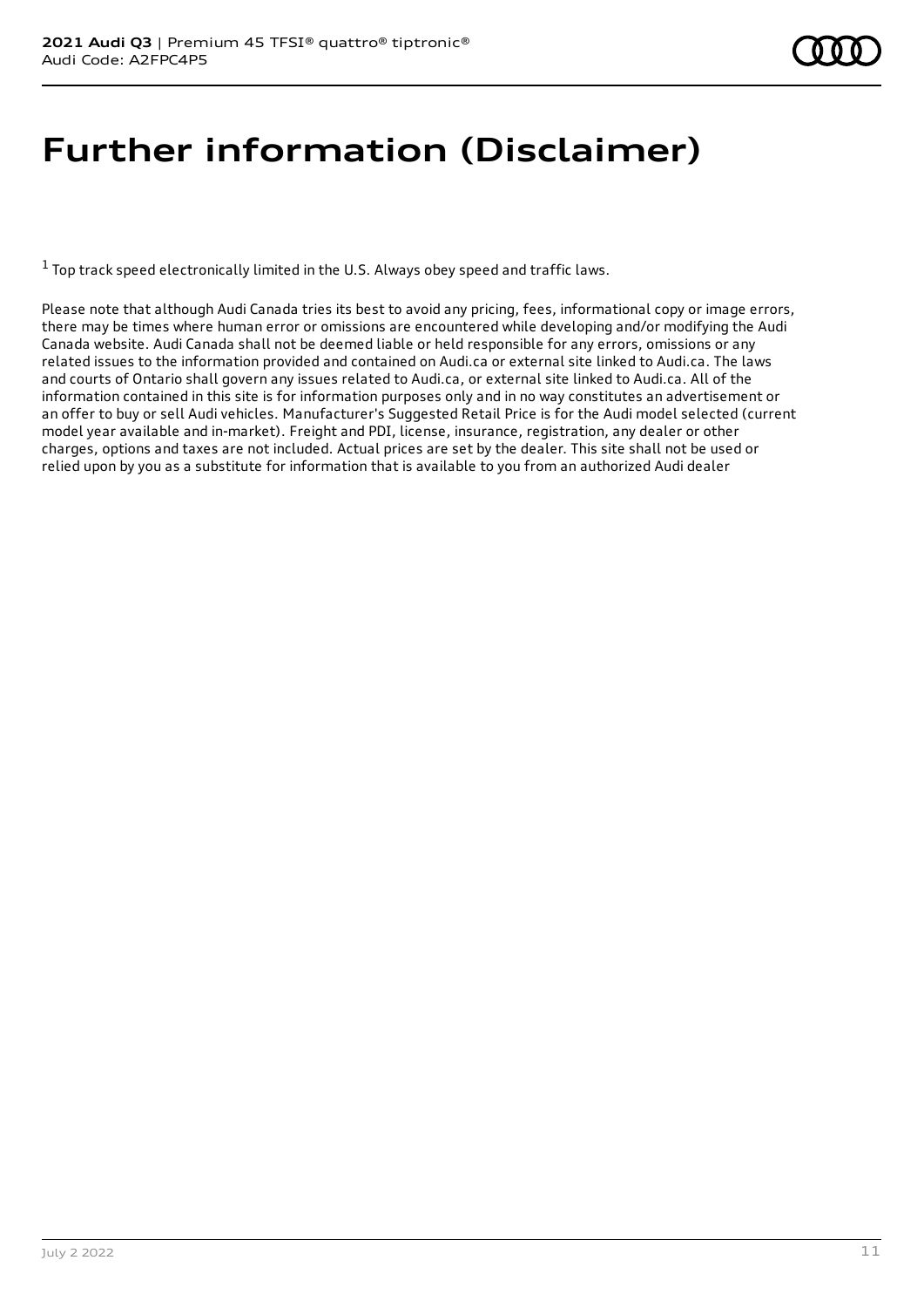# Further information (Disclaimer)

[1] Top track speed electronically limited in the U.S. Always obey speed and traffic laws.

Please note that although Audi Canada tries its best to avoid any pricing, fees, informational copy or image errors, there may be times where human error or omissions are encountered while developing and/or modifying the Audi Canada website. Audi Canada shall not be deemed liable or held responsible for any errors, omissions or any related issues to the information provided and contained on Audi.ca or external site linked to Audi.ca. The laws and courts of Ontario shall govern any issues related to Audi.ca, or external site linked to Audi.ca. All of the information contained in this site is for information purposes only and in no way constitutes an advertisement or an offer to buy or sell Audi vehicles. Manufacturer's Suggested Retail Price is for the Audi model selected (current model year available and in-market). Freight and PDI, license, insurance, registration, any dealer or other charges, options and taxes are not included. Actual prices are set by the dealer. This site shall not be used or relied upon by you as a substitute for information that is available to you from an authorized Audi dealer